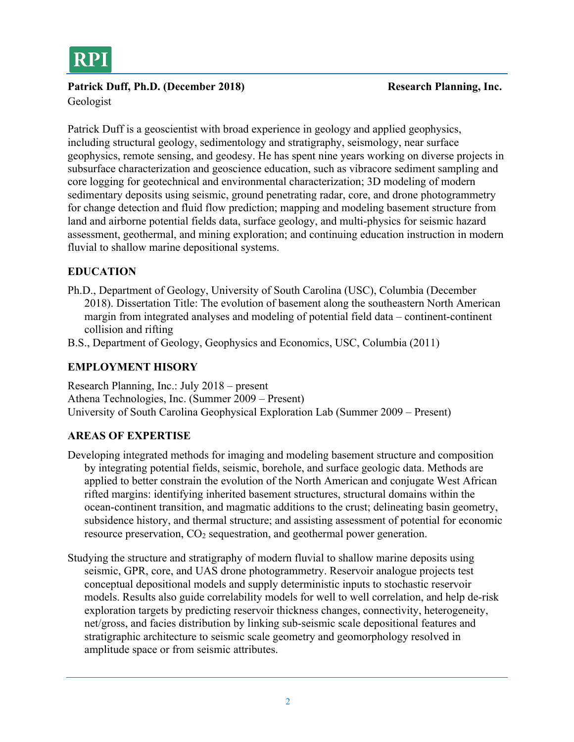RPI

**Patrick Duff, Ph.D. (December 2018)** **Research Planning, Inc.**

Geologist

Patrick Duff is a geoscientist with broad experience in geology and applied geophysics, including structural geology, sedimentology and stratigraphy, seismology, near surface geophysics, remote sensing, and geodesy. He has spent nine years working on diverse projects in subsurface characterization and geoscience education, such as vibracore sediment sampling and core logging for geotechnical and environmental characterization; 3D modeling of modern sedimentary deposits using seismic, ground penetrating radar, core, and drone photogrammetry for change detection and fluid flow prediction; mapping and modeling basement structure from land and airborne potential fields data, surface geology, and multi-physics for seismic hazard assessment, geothermal, and mining exploration; and continuing education instruction in modern fluvial to shallow marine depositional systems.

## EDUCATION

Ph.D., Department of Geology, University of South Carolina (USC), Columbia (December 2018). Dissertation Title: The evolution of basement along the southeastern North American margin from integrated analyses and modeling of potential field data – continent-continent collision and rifting

B.S., Department of Geology, Geophysics and Economics, USC, Columbia (2011)

## EMPLOYMENT HISORY

Research Planning, Inc.: July 2018 – present
Athena Technologies, Inc. (Summer 2009 – Present)
University of South Carolina Geophysical Exploration Lab (Summer 2009 – Present)

## AREAS OF EXPERTISE

Developing integrated methods for imaging and modeling basement structure and composition by integrating potential fields, seismic, borehole, and surface geologic data. Methods are applied to better constrain the evolution of the North American and conjugate West African rifted margins: identifying inherited basement structures, structural domains within the ocean-continent transition, and magmatic additions to the crust; delineating basin geometry, subsidence history, and thermal structure; and assisting assessment of potential for economic resource preservation, $CO_2$ sequestration, and geothermal power generation.

Studying the structure and stratigraphy of modern fluvial to shallow marine deposits using seismic, GPR, core, and UAS drone photogrammetry. Reservoir analogue projects test conceptual depositional models and supply deterministic inputs to stochastic reservoir models. Results also guide correlability models for well to well correlation, and help de-risk exploration targets by predicting reservoir thickness changes, connectivity, heterogeneity, net/gross, and facies distribution by linking sub-seismic scale depositional features and stratigraphic architecture to seismic scale geometry and geomorphology resolved in amplitude space or from seismic attributes.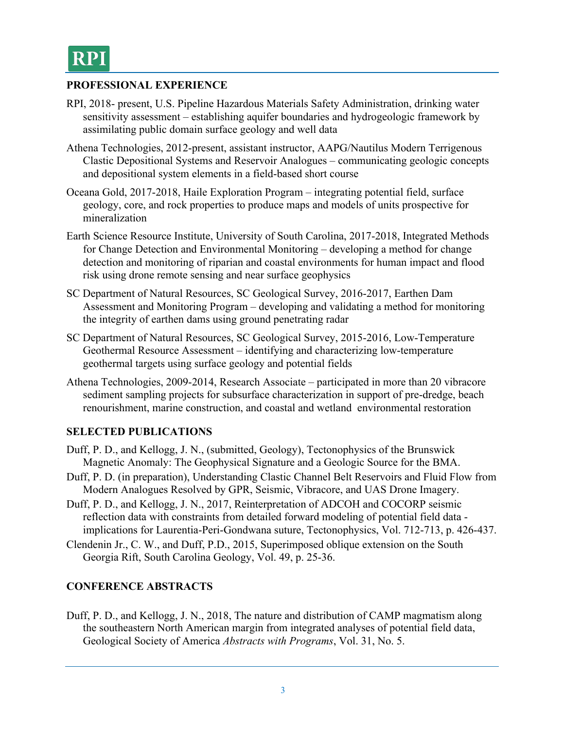## PROFESSIONAL EXPERIENCE

RPI, 2018- present, U.S. Pipeline Hazardous Materials Safety Administration, drinking water sensitivity assessment – establishing aquifer boundaries and hydrogeologic framework by assimilating public domain surface geology and well data

Athena Technologies, 2012-present, assistant instructor, AAPG/Nautilus Modern Terrigenous Clastic Depositional Systems and Reservoir Analogues – communicating geologic concepts and depositional system elements in a field-based short course

Oceana Gold, 2017-2018, Haile Exploration Program – integrating potential field, surface geology, core, and rock properties to produce maps and models of units prospective for mineralization

Earth Science Resource Institute, University of South Carolina, 2017-2018, Integrated Methods for Change Detection and Environmental Monitoring – developing a method for change detection and monitoring of riparian and coastal environments for human impact and flood risk using drone remote sensing and near surface geophysics

SC Department of Natural Resources, SC Geological Survey, 2016-2017, Earthen Dam Assessment and Monitoring Program – developing and validating a method for monitoring the integrity of earthen dams using ground penetrating radar

SC Department of Natural Resources, SC Geological Survey, 2015-2016, Low-Temperature Geothermal Resource Assessment – identifying and characterizing low-temperature geothermal targets using surface geology and potential fields

Athena Technologies, 2009-2014, Research Associate – participated in more than 20 vibracore sediment sampling projects for subsurface characterization in support of pre-dredge, beach renourishment, marine construction, and coastal and wetland environmental restoration

## SELECTED PUBLICATIONS

Duff, P. D., and Kellogg, J. N., (submitted, Geology), Tectonophysics of the Brunswick Magnetic Anomaly: The Geophysical Signature and a Geologic Source for the BMA.

Duff, P. D. (in preparation), Understanding Clastic Channel Belt Reservoirs and Fluid Flow from Modern Analogues Resolved by GPR, Seismic, Vibracore, and UAS Drone Imagery.

Duff, P. D., and Kellogg, J. N., 2017, Reinterpretation of ADCOH and COCORP seismic reflection data with constraints from detailed forward modeling of potential field data - implications for Laurentia-Peri-Gondwana suture, Tectonophysics, Vol. 712-713, p. 426-437.

Clendenin Jr., C. W., and Duff, P.D., 2015, Superimposed oblique extension on the South Georgia Rift, South Carolina Geology, Vol. 49, p. 25-36.

## CONFERENCE ABSTRACTS

Duff, P. D., and Kellogg, J. N., 2018, The nature and distribution of CAMP magmatism along the southeastern North American margin from integrated analyses of potential field data, Geological Society of America *Abstracts with Programs*, Vol. 31, No. 5.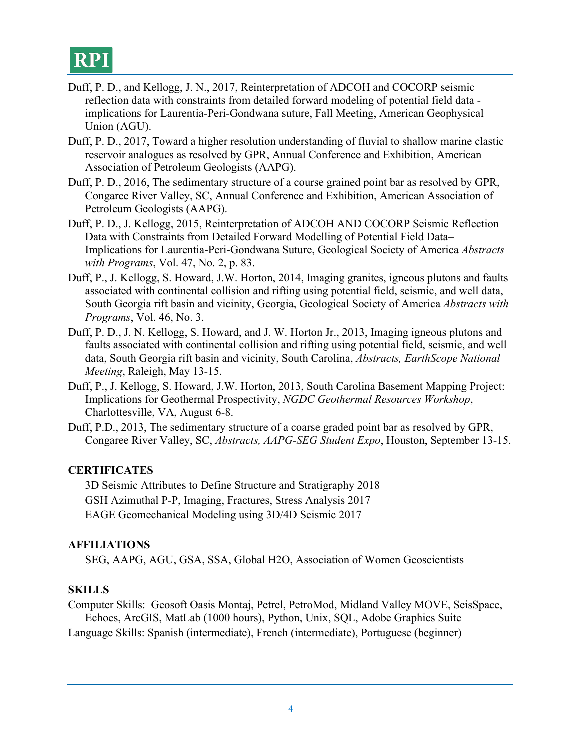Duff, P. D., and Kellogg, J. N., 2017, Reinterpretation of ADCOH and COCORP seismic reflection data with constraints from detailed forward modeling of potential field data - implications for Laurentia-Peri-Gondwana suture, Fall Meeting, American Geophysical Union (AGU).

Duff, P. D., 2017, Toward a higher resolution understanding of fluvial to shallow marine clastic reservoir analogues as resolved by GPR, Annual Conference and Exhibition, American Association of Petroleum Geologists (AAPG).

Duff, P. D., 2016, The sedimentary structure of a course grained point bar as resolved by GPR, Congaree River Valley, SC, Annual Conference and Exhibition, American Association of Petroleum Geologists (AAPG).

Duff, P. D., J. Kellogg, 2015, Reinterpretation of ADCOH AND COCORP Seismic Reflection Data with Constraints from Detailed Forward Modelling of Potential Field Data– Implications for Laurentia-Peri-Gondwana Suture, Geological Society of America *Abstracts with Programs*, Vol. 47, No. 2, p. 83.

Duff, P., J. Kellogg, S. Howard, J.W. Horton, 2014, Imaging granites, igneous plutons and faults associated with continental collision and rifting using potential field, seismic, and well data, South Georgia rift basin and vicinity, Georgia, Geological Society of America *Abstracts with Programs*, Vol. 46, No. 3.

Duff, P. D., J. N. Kellogg, S. Howard, and J. W. Horton Jr., 2013, Imaging igneous plutons and faults associated with continental collision and rifting using potential field, seismic, and well data, South Georgia rift basin and vicinity, South Carolina, *Abstracts, EarthScope National Meeting*, Raleigh, May 13-15.

Duff, P., J. Kellogg, S. Howard, J.W. Horton, 2013, South Carolina Basement Mapping Project: Implications for Geothermal Prospectivity, *NGDC Geothermal Resources Workshop*, Charlottesville, VA, August 6-8.

Duff, P.D., 2013, The sedimentary structure of a coarse graded point bar as resolved by GPR, Congaree River Valley, SC, *Abstracts, AAPG-SEG Student Expo*, Houston, September 13-15.

## CERTIFICATES

3D Seismic Attributes to Define Structure and Stratigraphy 2018
GSH Azimuthal P-P, Imaging, Fractures, Stress Analysis 2017
EAGE Geomechanical Modeling using 3D/4D Seismic 2017

## AFFILIATIONS

SEG, AAPG, AGU, GSA, SSA, Global H2O, Association of Women Geoscientists

## SKILLS

Computer Skills: Geosoft Oasis Montaj, Petrel, PetroMod, Midland Valley MOVE, SeisSpace, Echoes, ArcGIS, MatLab (1000 hours), Python, Unix, SQL, Adobe Graphics Suite

Language Skills: Spanish (intermediate), French (intermediate), Portuguese (beginner)